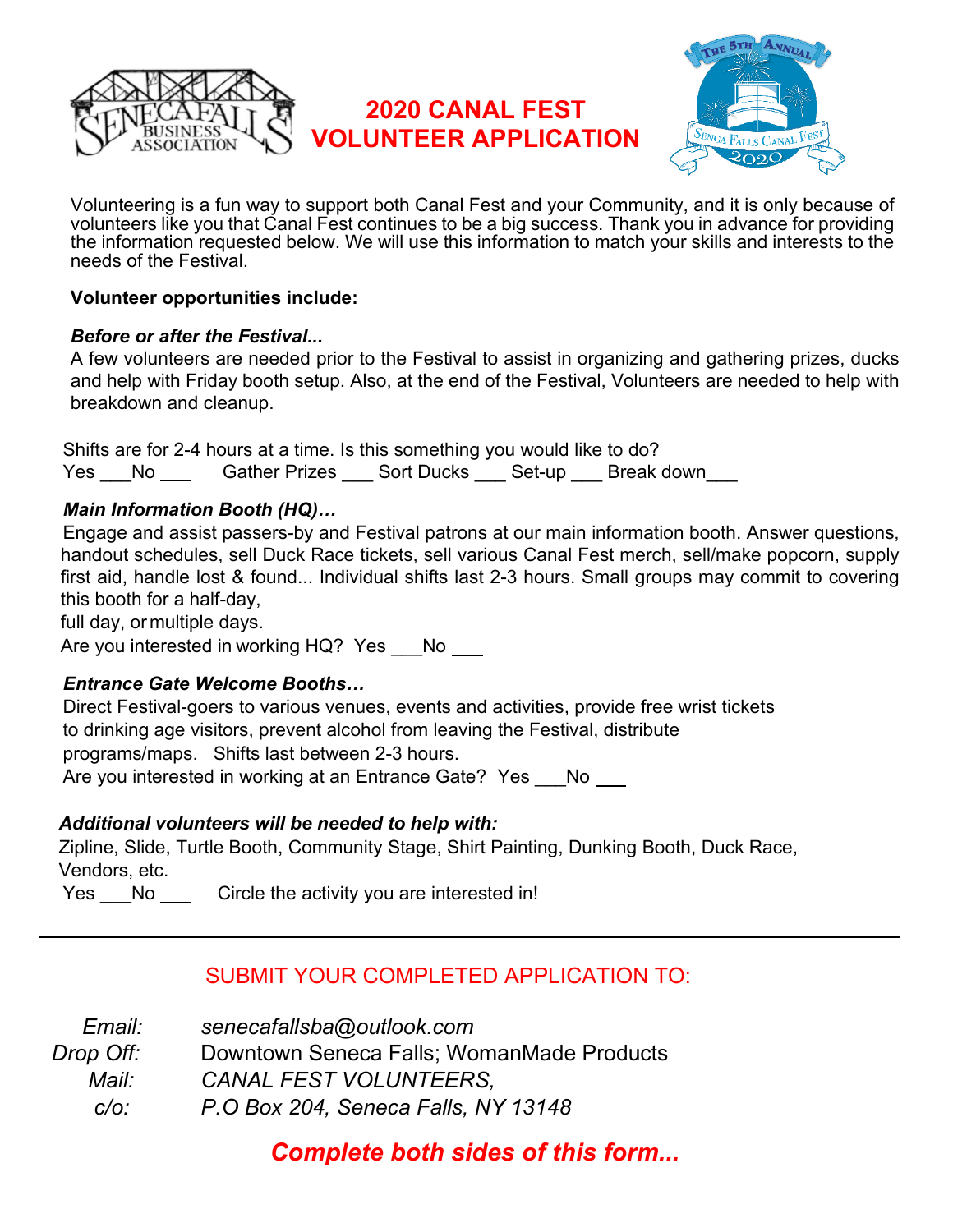# 2020 CANAL FEST VOLUNTEER APPLICATION

Volunteering is a fun way to support both Canal Fest and your Community, and it is only because of volunteers like you that Canal Fest continues to be a big success. Thank you in advance for providing the information requested below. We will use this information to match your skills and interests to the needs of the Festival.

**Volunteer opportunities include:**

***Before or after the Festival...***

A few volunteers are needed prior to the Festival to assist in organizing and gathering prizes, ducks and help with Friday booth setup. Also, at the end of the Festival, Volunteers are needed to help with breakdown and cleanup.

Shifts are for 2-4 hours at a time. Is this something you would like to do?

Yes ___No ___ Gather Prizes ___ Sort Ducks ___ Set-up ___ Break down___

***Main Information Booth (HQ)…***

Engage and assist passers-by and Festival patrons at our main information booth. Answer questions, handout schedules, sell Duck Race tickets, sell various Canal Fest merch, sell/make popcorn, supply first aid, handle lost & found... Individual shifts last 2-3 hours. Small groups may commit to covering this booth for a half-day, full day, or multiple days.

Are you interested in working HQ? Yes ___No ___

***Entrance Gate Welcome Booths…***

Direct Festival-goers to various venues, events and activities, provide free wrist tickets to drinking age visitors, prevent alcohol from leaving the Festival, distribute programs/maps. Shifts last between 2-3 hours.

Are you interested in working at an Entrance Gate? Yes ___No ___

***Additional volunteers will be needed to help with:***

Zipline, Slide, Turtle Booth, Community Stage, Shirt Painting, Dunking Booth, Duck Race, Vendors, etc.

Yes ___No ___ Circle the activity you are interested in!

---

## SUBMIT YOUR COMPLETED APPLICATION TO:

*Email:* *senecafallsba@outlook.com*
*Drop Off:* Downtown Seneca Falls; WomanMade Products
*Mail:* *CANAL FEST VOLUNTEERS,*
*c/o:* *P.O Box 204, Seneca Falls, NY 13148*

***Complete both sides of this form...***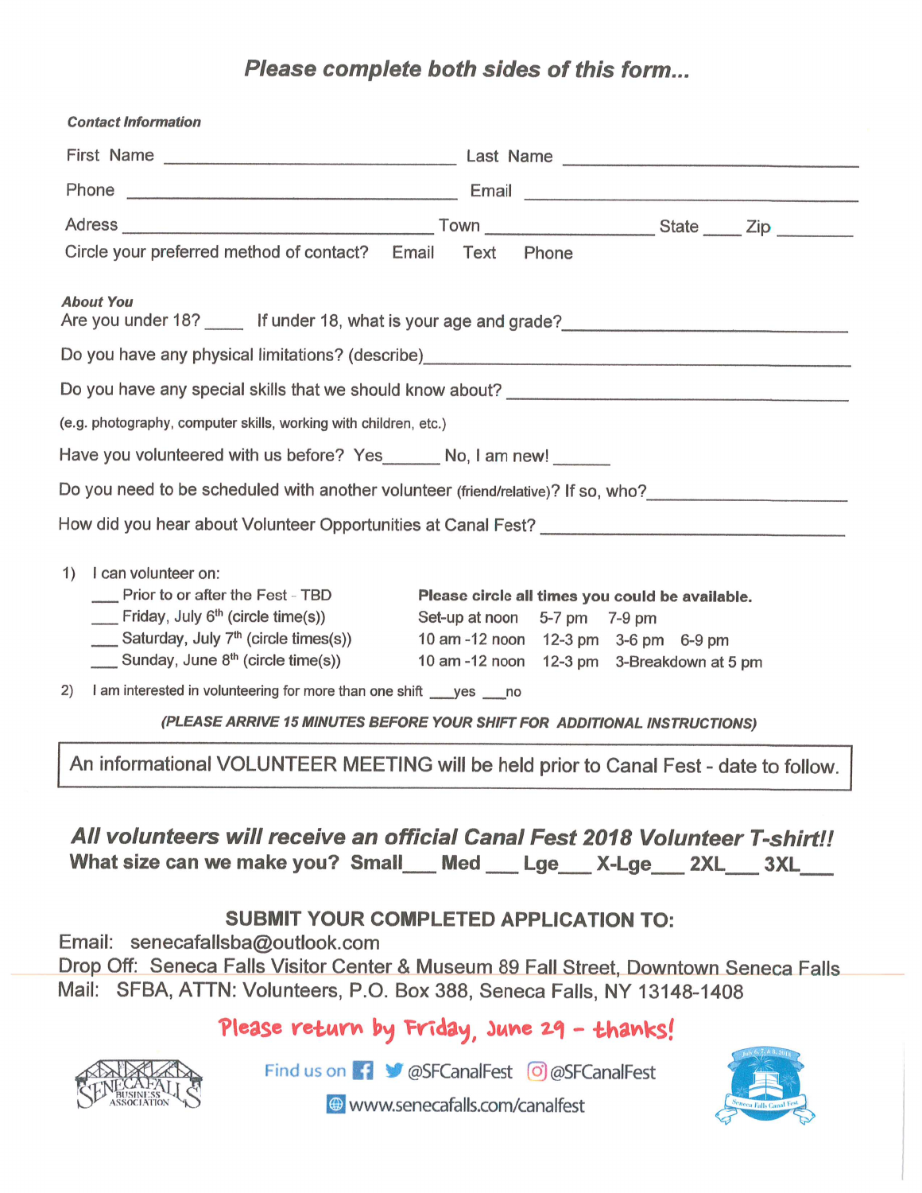## *Please complete both sides of this form...*

***Contact Information***

First Name ______________________ Last Name ______________________

Phone ______________________ Email ______________________

Adress ______________________ Town ______________ State ____ Zip ________

Circle your preferred method of contact? Email Text Phone

***About You***

Are you under 18? ____ If under 18, what is your age and grade? ______________________

Do you have any physical limitations? (describe) ______________________

Do you have any special skills that we should know about? ______________________

(e.g. photography, computer skills, working with children, etc.)

Have you volunteered with us before? Yes______ No, I am new! ______

Do you need to be scheduled with another volunteer (friend/relative)? If so, who? ______________________

How did you hear about Volunteer Opportunities at Canal Fest? ______________________

1) I can volunteer on:

| I can volunteer on: | **Please circle all times you could be available.** |
|---|---|
| ___ Prior to or after the Fest - TBD | |
| ___ Friday, July 6th (circle time(s)) | Set-up at noon 5-7 pm 7-9 pm |
| ___ Saturday, July 7th (circle times(s)) | 10 am -12 noon 12-3 pm 3-6 pm 6-9 pm |
| ___ Sunday, June 8th (circle time(s)) | 10 am -12 noon 12-3 pm 3-Breakdown at 5 pm |

2) I am interested in volunteering for more than one shift ___yes ___no

***(PLEASE ARRIVE 15 MINUTES BEFORE YOUR SHIFT FOR ADDITIONAL INSTRUCTIONS)***

An informational VOLUNTEER MEETING will be held prior to Canal Fest - date to follow.

## *All volunteers will receive an official Canal Fest 2018 Volunteer T-shirt!!*

**What size can we make you? Small___ Med ___ Lge___ X-Lge___ 2XL___ 3XL___**

## SUBMIT YOUR COMPLETED APPLICATION TO:

Email: senecafallsba@outlook.com

Drop Off: Seneca Falls Visitor Center & Museum 89 Fall Street, Downtown Seneca Falls

Mail: SFBA, ATTN: Volunteers, P.O. Box 388, Seneca Falls, NY 13148-1408

**Please return by Friday, June 29 - thanks!**

SENECA FALLS BUSINESS ASSOCIATION

Find us on @SFCanalFest @SFCanalFest

www.senecafalls.com/canalfest

July 6, 7, & 8, 2018 Seneca Falls Canal Fest